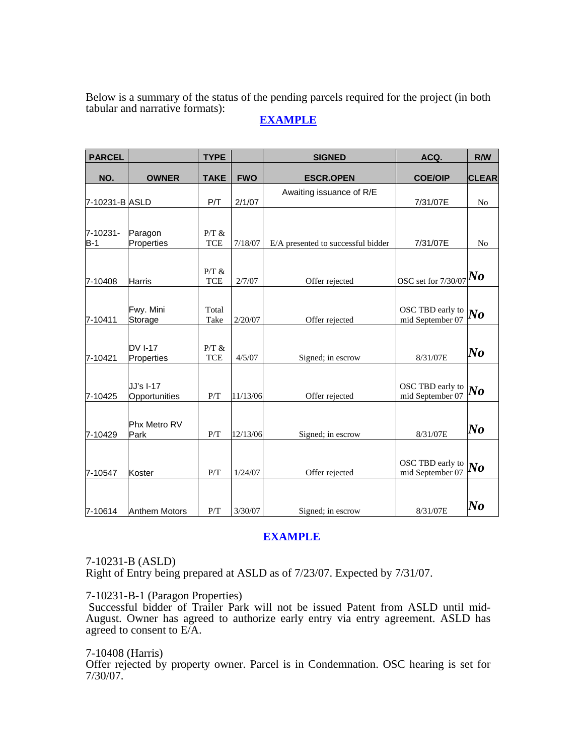Below is a summary of the status of the pending parcels required for the project (in both tabular and narrative formats):

**EXAMPLE**

| PARCEL | | TYPE | | SIGNED | ACQ. | R/W |
|---|---|---|---|---|---|---|
| NO. | OWNER | TAKE | FWO | ESCR.OPEN | COE/OIP | CLEAR |
| 7-10231-B | ASLD | P/T | 2/1/07 | Awaiting issuance of R/E | 7/31/07E | No |
| 7-10231-B-1 | Paragon Properties | P/T & TCE | 7/18/07 | E/A presented to successful bidder | 7/31/07E | No |
| 7-10408 | Harris | P/T & TCE | 2/7/07 | Offer rejected | OSC set for 7/30/07 | ***No*** |
| 7-10411 | Fwy. Mini Storage | Total Take | 2/20/07 | Offer rejected | OSC TBD early to mid September 07 | ***No*** |
| 7-10421 | DV I-17 Properties | P/T & TCE | 4/5/07 | Signed; in escrow | 8/31/07E | ***No*** |
| 7-10425 | JJ's I-17 Opportunities | P/T | 11/13/06 | Offer rejected | OSC TBD early to mid September 07 | ***No*** |
| 7-10429 | Phx Metro RV Park | P/T | 12/13/06 | Signed; in escrow | 8/31/07E | ***No*** |
| 7-10547 | Koster | P/T | 1/24/07 | Offer rejected | OSC TBD early to mid September 07 | ***No*** |
| 7-10614 | Anthem Motors | P/T | 3/30/07 | Signed; in escrow | 8/31/07E | ***No*** |

**EXAMPLE**

7-10231-B (ASLD)
Right of Entry being prepared at ASLD as of 7/23/07. Expected by 7/31/07.

7-10231-B-1 (Paragon Properties)
Successful bidder of Trailer Park will not be issued Patent from ASLD until mid-August. Owner has agreed to authorize early entry via entry agreement. ASLD has agreed to consent to E/A.

7-10408 (Harris)
Offer rejected by property owner. Parcel is in Condemnation. OSC hearing is set for 7/30/07.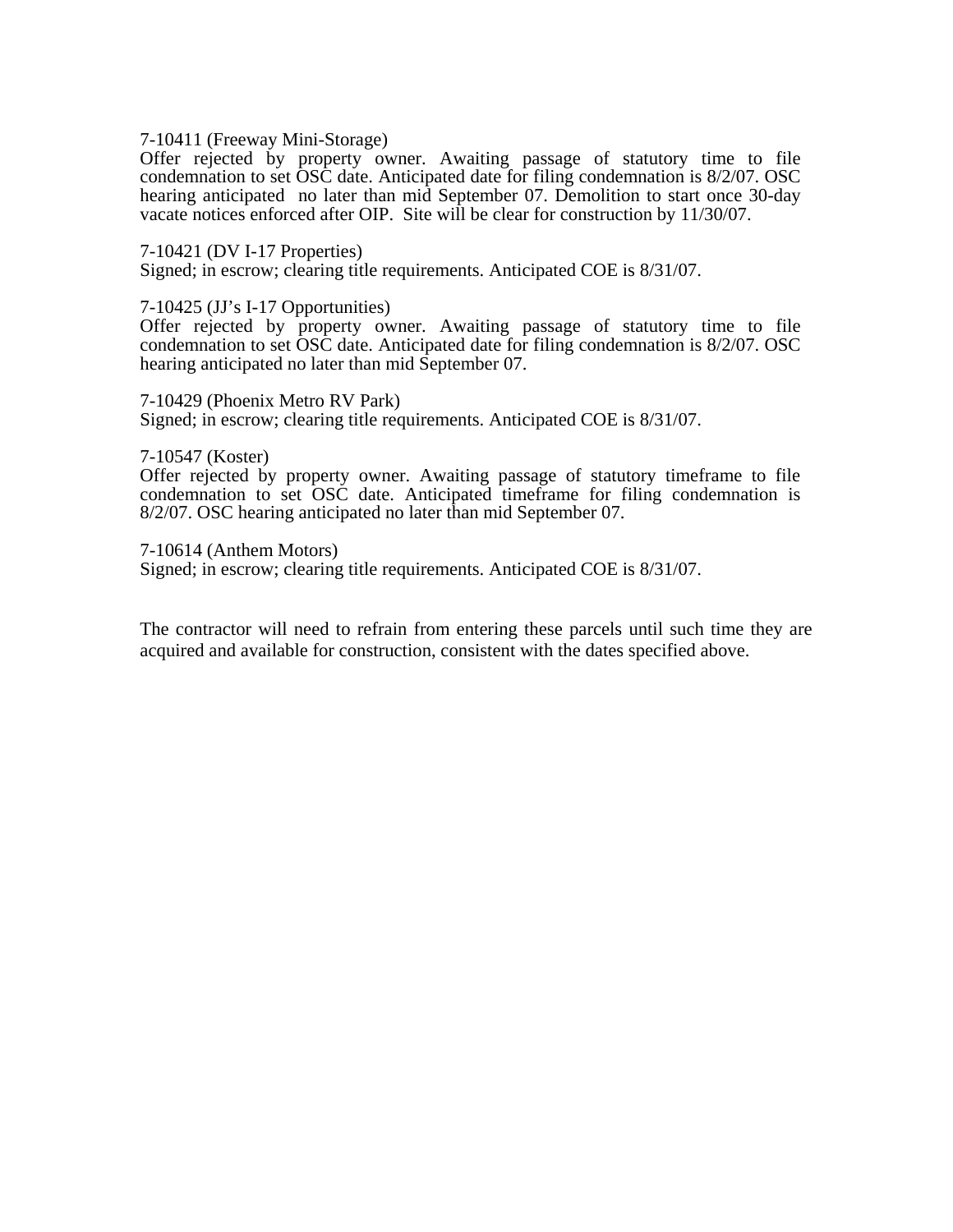7-10411 (Freeway Mini-Storage)
Offer rejected by property owner. Awaiting passage of statutory time to file condemnation to set OSC date. Anticipated date for filing condemnation is 8/2/07. OSC hearing anticipated no later than mid September 07. Demolition to start once 30-day vacate notices enforced after OIP. Site will be clear for construction by 11/30/07.

7-10421 (DV I-17 Properties)
Signed; in escrow; clearing title requirements. Anticipated COE is 8/31/07.

7-10425 (JJ's I-17 Opportunities)
Offer rejected by property owner. Awaiting passage of statutory time to file condemnation to set OSC date. Anticipated date for filing condemnation is 8/2/07. OSC hearing anticipated no later than mid September 07.

7-10429 (Phoenix Metro RV Park)
Signed; in escrow; clearing title requirements. Anticipated COE is 8/31/07.

7-10547 (Koster)
Offer rejected by property owner. Awaiting passage of statutory timeframe to file condemnation to set OSC date. Anticipated timeframe for filing condemnation is 8/2/07. OSC hearing anticipated no later than mid September 07.

7-10614 (Anthem Motors)
Signed; in escrow; clearing title requirements. Anticipated COE is 8/31/07.

The contractor will need to refrain from entering these parcels until such time they are acquired and available for construction, consistent with the dates specified above.